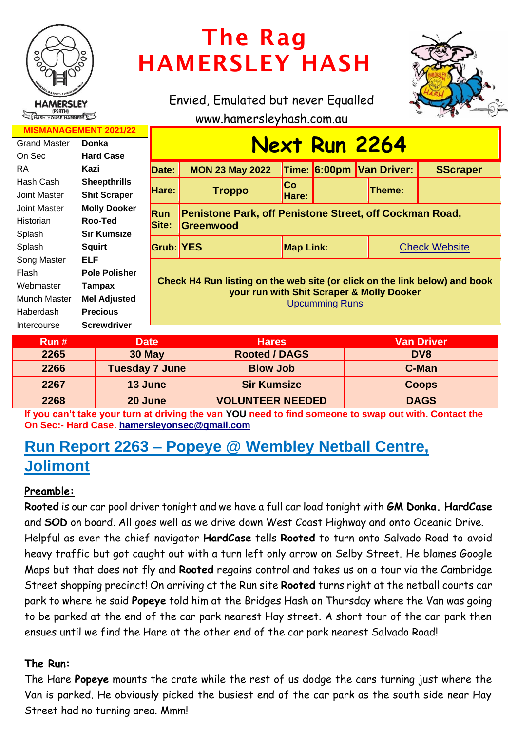# The Rag
# HAMERSLEY HASH

Envied, Emulated but never Equalled

www.hamersleyhash.com.au

| MISMANAGEMENT 2021/22 | |
|---|---|
| Grand Master | **Donka** |
| On Sec | **Hard Case** |
| RA | **Kazi** |
| Hash Cash | **Sheepthrills** |
| Joint Master | **Shit Scraper** |
| Joint Master | **Molly Dooker** |
| Historian | **Roo-Ted** |
| Splash | **Sir Kumsize** |
| Splash | **Squirt** |
| Song Master | **ELF** |
| Flash | **Pole Polisher** |
| Webmaster | **Tampax** |
| Munch Master | **Mel Adjusted** |
| Haberdash | **Precious** |
| Intercourse | **Screwdriver** |

## Next Run 2264

| Date: | MON 23 May 2022 | Time: | 6:00pm | Van Driver: | SScraper |
|---|---|---|---|---|---|
| Hare: | Troppo | Co Hare: | | Theme: | |
| Run Site: | Penistone Park, off Penistone Street, off Cockman Road, Greenwood | | | | |
| Grub: | YES | Map Link: | | Check Website | |

**Check H4 Run listing on the web site (or click on the link below) and book your run with Shit Scraper & Molly Dooker**

Upcumming Runs

| Run # | Date | Hares | Van Driver |
|---|---|---|---|
| 2265 | 30 May | Rooted / DAGS | DV8 |
| 2266 | Tuesday 7 June | Blow Job | C-Man |
| 2267 | 13 June | Sir Kumsize | Coops |
| 2268 | 20 June | VOLUNTEER NEEDED | DAGS |

**If you can't take your turn at driving the van YOU need to find someone to swap out with. Contact the On Sec:- Hard Case. hamersleyonsec@gmail.com**

## Run Report 2263 – Popeye @ Wembley Netball Centre, Jolimont

**Preamble:**

**Rooted** is our car pool driver tonight and we have a full car load tonight with **GM Donka. HardCase** and **SOD** on board. All goes well as we drive down West Coast Highway and onto Oceanic Drive. Helpful as ever the chief navigator **HardCase** tells **Rooted** to turn onto Salvado Road to avoid heavy traffic but got caught out with a turn left only arrow on Selby Street. He blames Google Maps but that does not fly and **Rooted** regains control and takes us on a tour via the Cambridge Street shopping precinct! On arriving at the Run site **Rooted** turns right at the netball courts car park to where he said **Popeye** told him at the Bridges Hash on Thursday where the Van was going to be parked at the end of the car park nearest Hay street. A short tour of the car park then ensues until we find the Hare at the other end of the car park nearest Salvado Road!

**The Run:**

The Hare **Popeye** mounts the crate while the rest of us dodge the cars turning just where the Van is parked. He obviously picked the busiest end of the car park as the south side near Hay Street had no turning area. Mmm!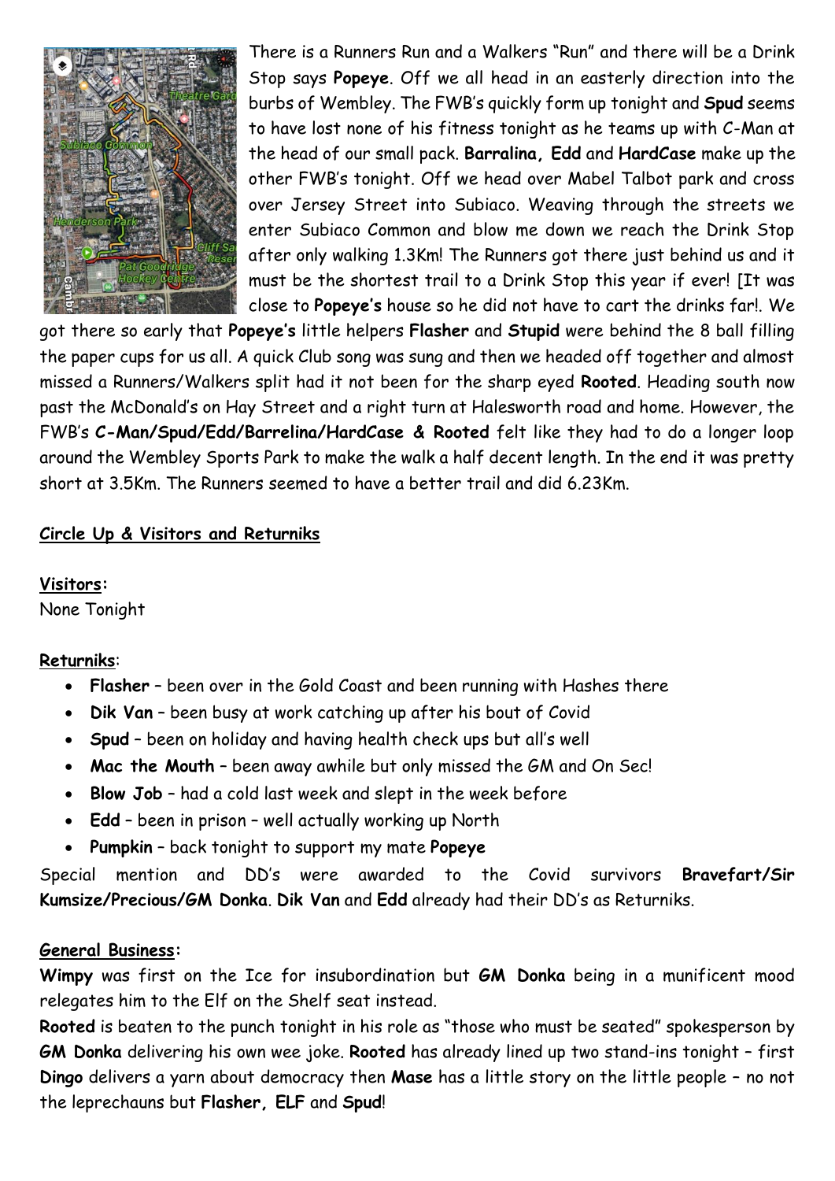There is a Runners Run and a Walkers "Run" and there will be a Drink Stop says **Popeye**. Off we all head in an easterly direction into the burbs of Wembley. The FWB's quickly form up tonight and **Spud** seems to have lost none of his fitness tonight as he teams up with C-Man at the head of our small pack. **Barralina, Edd** and **HardCase** make up the other FWB's tonight. Off we head over Mabel Talbot park and cross over Jersey Street into Subiaco. Weaving through the streets we enter Subiaco Common and blow me down we reach the Drink Stop after only walking 1.3Km! The Runners got there just behind us and it must be the shortest trail to a Drink Stop this year if ever! [It was close to **Popeye's** house so he did not have to cart the drinks far!. We got there so early that **Popeye's** little helpers **Flasher** and **Stupid** were behind the 8 ball filling the paper cups for us all. A quick Club song was sung and then we headed off together and almost missed a Runners/Walkers split had it not been for the sharp eyed **Rooted**. Heading south now past the McDonald's on Hay Street and a right turn at Halesworth road and home. However, the FWB's **C-Man/Spud/Edd/Barrelina/HardCase & Rooted** felt like they had to do a longer loop around the Wembley Sports Park to make the walk a half decent length. In the end it was pretty short at 3.5Km. The Runners seemed to have a better trail and did 6.23Km.

**Circle Up & Visitors and Returniks**

**Visitors:**
None Tonight

**Returniks**:

- **Flasher** – been over in the Gold Coast and been running with Hashes there
- **Dik Van** – been busy at work catching up after his bout of Covid
- **Spud** – been on holiday and having health check ups but all's well
- **Mac the Mouth** – been away awhile but only missed the GM and On Sec!
- **Blow Job** – had a cold last week and slept in the week before
- **Edd** – been in prison – well actually working up North
- **Pumpkin** – back tonight to support my mate **Popeye**

Special mention and DD's were awarded to the Covid survivors **Bravefart/Sir Kumsize/Precious/GM Donka**. **Dik Van** and **Edd** already had their DD's as Returniks.

**General Business:**

**Wimpy** was first on the Ice for insubordination but **GM Donka** being in a munificent mood relegates him to the Elf on the Shelf seat instead.

**Rooted** is beaten to the punch tonight in his role as "those who must be seated" spokesperson by **GM Donka** delivering his own wee joke. **Rooted** has already lined up two stand-ins tonight – first **Dingo** delivers a yarn about democracy then **Mase** has a little story on the little people – no not the leprechauns but **Flasher, ELF** and **Spud**!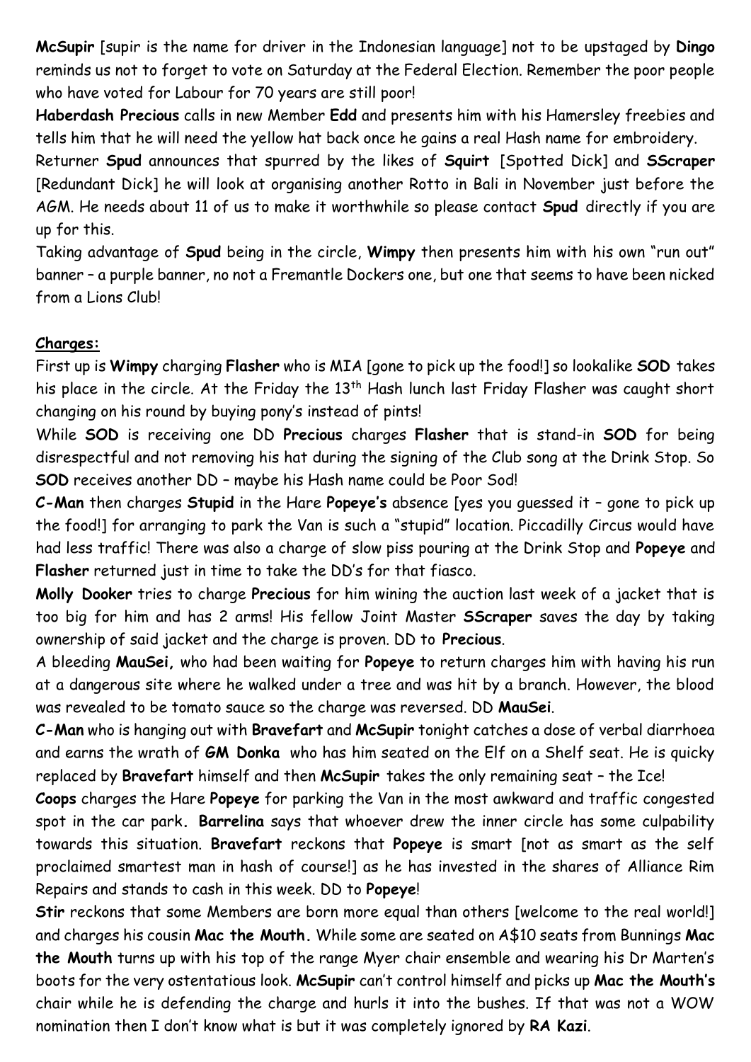**McSupir** [supir is the name for driver in the Indonesian language] not to be upstaged by **Dingo** reminds us not to forget to vote on Saturday at the Federal Election. Remember the poor people who have voted for Labour for 70 years are still poor!

**Haberdash Precious** calls in new Member **Edd** and presents him with his Hamersley freebies and tells him that he will need the yellow hat back once he gains a real Hash name for embroidery.

Returner **Spud** announces that spurred by the likes of **Squirt** [Spotted Dick] and **SScraper** [Redundant Dick] he will look at organising another Rotto in Bali in November just before the AGM. He needs about 11 of us to make it worthwhile so please contact **Spud** directly if you are up for this.

Taking advantage of **Spud** being in the circle, **Wimpy** then presents him with his own "run out" banner – a purple banner, no not a Fremantle Dockers one, but one that seems to have been nicked from a Lions Club!

**Charges:**

First up is **Wimpy** charging **Flasher** who is MIA [gone to pick up the food!] so lookalike **SOD** takes his place in the circle. At the Friday the 13th Hash lunch last Friday Flasher was caught short changing on his round by buying pony's instead of pints!

While **SOD** is receiving one DD **Precious** charges **Flasher** that is stand-in **SOD** for being disrespectful and not removing his hat during the signing of the Club song at the Drink Stop. So **SOD** receives another DD – maybe his Hash name could be Poor Sod!

**C-Man** then charges **Stupid** in the Hare **Popeye's** absence [yes you guessed it – gone to pick up the food!] for arranging to park the Van is such a "stupid" location. Piccadilly Circus would have had less traffic! There was also a charge of slow piss pouring at the Drink Stop and **Popeye** and **Flasher** returned just in time to take the DD's for that fiasco.

**Molly Dooker** tries to charge **Precious** for him wining the auction last week of a jacket that is too big for him and has 2 arms! His fellow Joint Master **SScraper** saves the day by taking ownership of said jacket and the charge is proven. DD to **Precious**.

A bleeding **MauSei,** who had been waiting for **Popeye** to return charges him with having his run at a dangerous site where he walked under a tree and was hit by a branch. However, the blood was revealed to be tomato sauce so the charge was reversed. DD **MauSei**.

**C-Man** who is hanging out with **Bravefart** and **McSupir** tonight catches a dose of verbal diarrhoea and earns the wrath of **GM Donka** who has him seated on the Elf on a Shelf seat. He is quicky replaced by **Bravefart** himself and then **McSupir** takes the only remaining seat – the Ice!

**Coops** charges the Hare **Popeye** for parking the Van in the most awkward and traffic congested spot in the car park. **Barrelina** says that whoever drew the inner circle has some culpability towards this situation. **Bravefart** reckons that **Popeye** is smart [not as smart as the self proclaimed smartest man in hash of course!] as he has invested in the shares of Alliance Rim Repairs and stands to cash in this week. DD to **Popeye**!

**Stir** reckons that some Members are born more equal than others [welcome to the real world!] and charges his cousin **Mac the Mouth.** While some are seated on A$10 seats from Bunnings **Mac the Mouth** turns up with his top of the range Myer chair ensemble and wearing his Dr Marten's boots for the very ostentatious look. **McSupir** can't control himself and picks up **Mac the Mouth's** chair while he is defending the charge and hurls it into the bushes. If that was not a WOW nomination then I don't know what is but it was completely ignored by **RA Kazi**.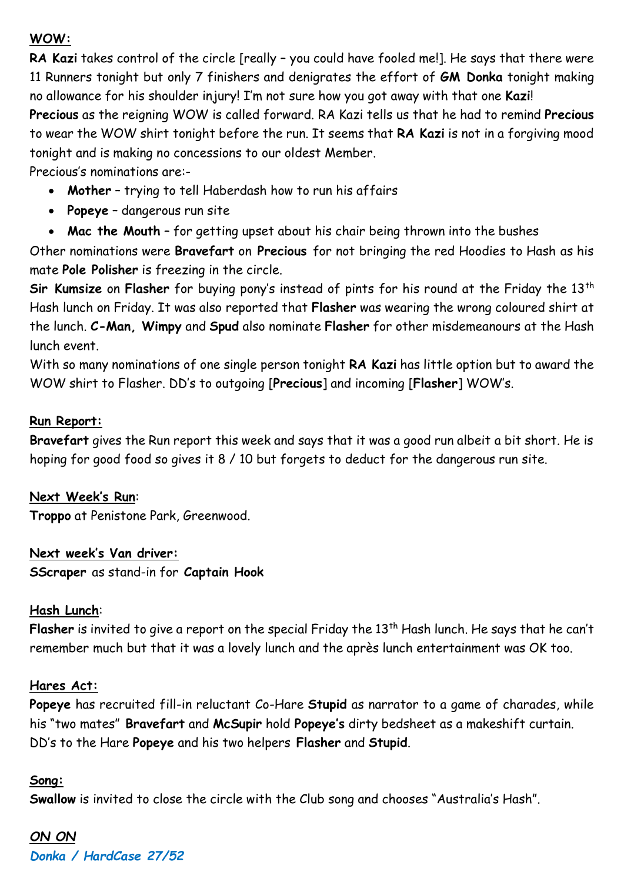**WOW:**

**RA Kazi** takes control of the circle [really – you could have fooled me!]. He says that there were 11 Runners tonight but only 7 finishers and denigrates the effort of **GM Donka** tonight making no allowance for his shoulder injury! I'm not sure how you got away with that one **Kazi**!

**Precious** as the reigning WOW is called forward. RA Kazi tells us that he had to remind **Precious** to wear the WOW shirt tonight before the run. It seems that **RA Kazi** is not in a forgiving mood tonight and is making no concessions to our oldest Member.

Precious's nominations are:-

- **Mother** – trying to tell Haberdash how to run his affairs
- **Popeye** – dangerous run site
- **Mac the Mouth** – for getting upset about his chair being thrown into the bushes

Other nominations were **Bravefart** on **Precious** for not bringing the red Hoodies to Hash as his mate **Pole Polisher** is freezing in the circle.

**Sir Kumsize** on **Flasher** for buying pony's instead of pints for his round at the Friday the 13th Hash lunch on Friday. It was also reported that **Flasher** was wearing the wrong coloured shirt at the lunch. **C-Man, Wimpy** and **Spud** also nominate **Flasher** for other misdemeanours at the Hash lunch event.

With so many nominations of one single person tonight **RA Kazi** has little option but to award the WOW shirt to Flasher. DD's to outgoing [**Precious**] and incoming [**Flasher**] WOW's.

**Run Report:**

**Bravefart** gives the Run report this week and says that it was a good run albeit a bit short. He is hoping for good food so gives it 8 / 10 but forgets to deduct for the dangerous run site.

**Next Week's Run**:

**Troppo** at Penistone Park, Greenwood.

**Next week's Van driver:**

**SScraper** as stand-in for **Captain Hook**

**Hash Lunch**:

**Flasher** is invited to give a report on the special Friday the 13th Hash lunch. He says that he can't remember much but that it was a lovely lunch and the après lunch entertainment was OK too.

**Hares Act:**

**Popeye** has recruited fill-in reluctant Co-Hare **Stupid** as narrator to a game of charades, while his "two mates" **Bravefart** and **McSupir** hold **Popeye's** dirty bedsheet as a makeshift curtain. DD's to the Hare **Popeye** and his two helpers **Flasher** and **Stupid**.

**Song:**

**Swallow** is invited to close the circle with the Club song and chooses "Australia's Hash".

***ON ON***

***Donka / HardCase 27/52***